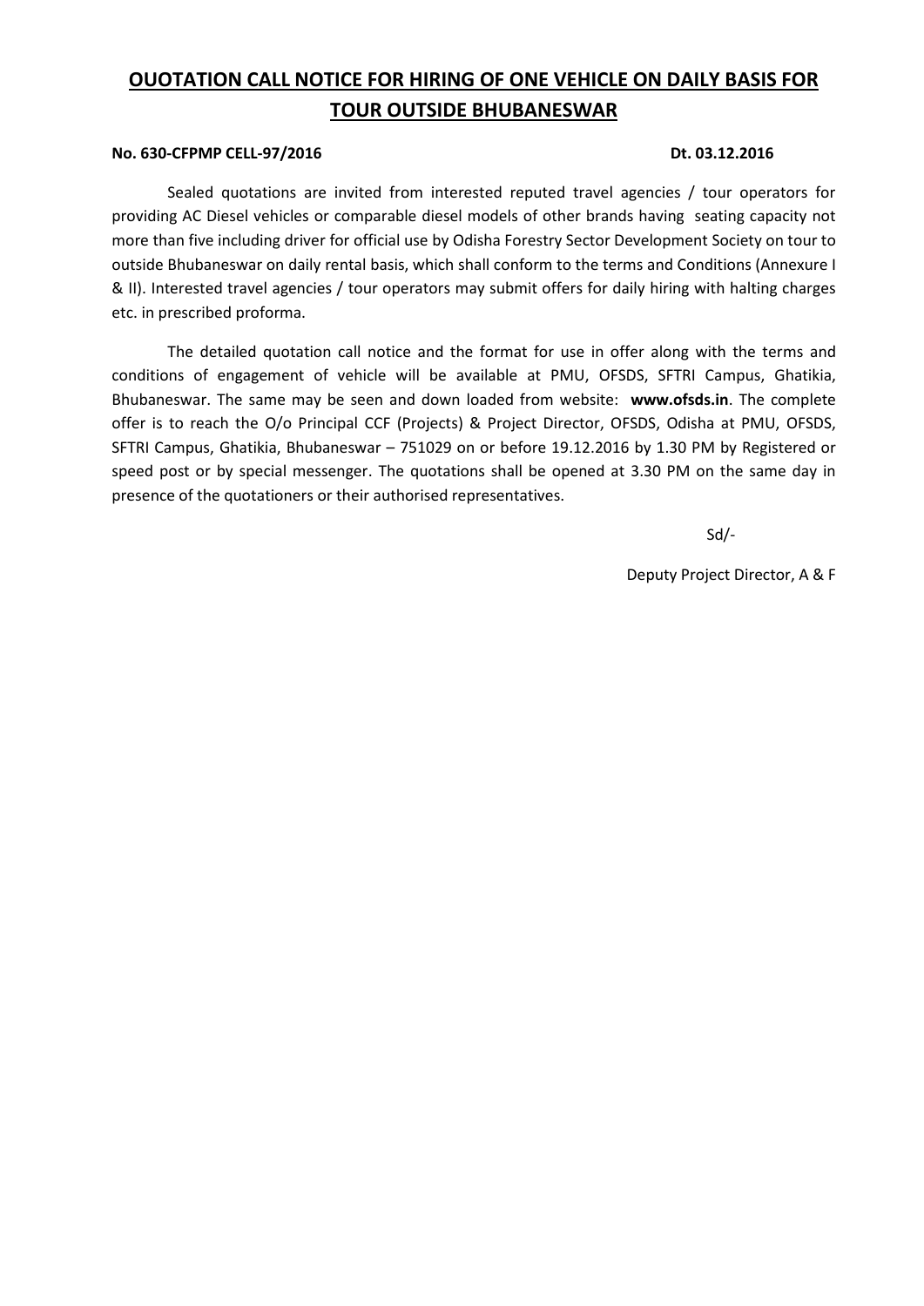# OUOTATION CALL NOTICE FOR HIRING OF ONE VEHICLE ON DAILY BASIS FOR TOUR OUTSIDE BHUBANESWAR

**No. 630-CFPMP CELL-97/2016** **Dt. 03.12.2016**

Sealed quotations are invited from interested reputed travel agencies / tour operators for providing AC Diesel vehicles or comparable diesel models of other brands having seating capacity not more than five including driver for official use by Odisha Forestry Sector Development Society on tour to outside Bhubaneswar on daily rental basis, which shall conform to the terms and Conditions (Annexure I & II). Interested travel agencies / tour operators may submit offers for daily hiring with halting charges etc. in prescribed proforma.

The detailed quotation call notice and the format for use in offer along with the terms and conditions of engagement of vehicle will be available at PMU, OFSDS, SFTRI Campus, Ghatikia, Bhubaneswar. The same may be seen and down loaded from website: **www.ofsds.in**. The complete offer is to reach the O/o Principal CCF (Projects) & Project Director, OFSDS, Odisha at PMU, OFSDS, SFTRI Campus, Ghatikia, Bhubaneswar – 751029 on or before 19.12.2016 by 1.30 PM by Registered or speed post or by special messenger. The quotations shall be opened at 3.30 PM on the same day in presence of the quotationers or their authorised representatives.

Sd/-

Deputy Project Director, A & F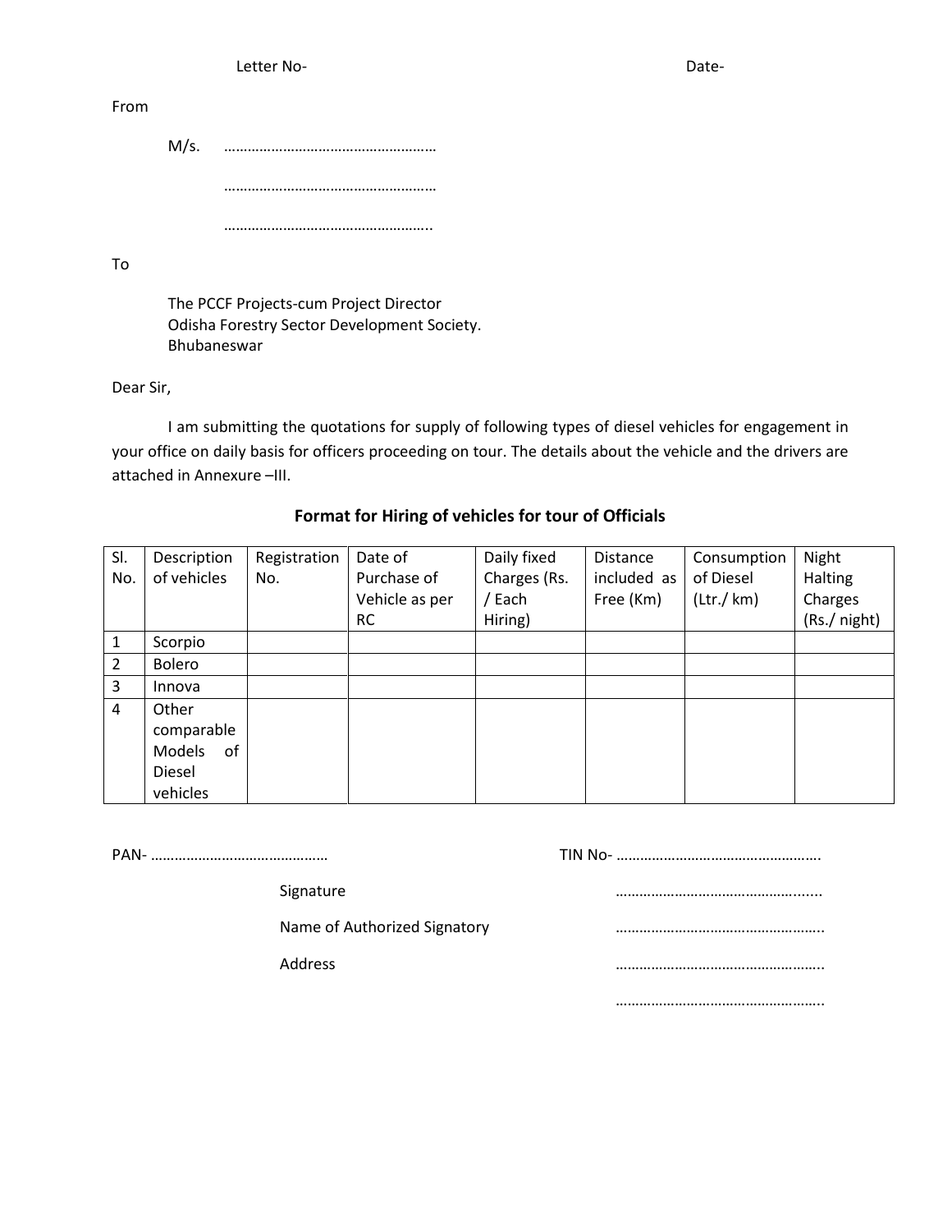Letter No- Date-

From

M/s. ………………………………………………

………………………………………………

……………………………………………..

To

The PCCF Projects-cum Project Director
Odisha Forestry Sector Development Society.
Bhubaneswar

Dear Sir,

I am submitting the quotations for supply of following types of diesel vehicles for engagement in your office on daily basis for officers proceeding on tour. The details about the vehicle and the drivers are attached in Annexure –III.

**Format for Hiring of vehicles for tour of Officials**

| Sl. No. | Description of vehicles | Registration No. | Date of Purchase of Vehicle as per RC | Daily fixed Charges (Rs. / Each Hiring) | Distance included as Free (Km) | Consumption of Diesel (Ltr./ km) | Night Halting Charges (Rs./ night) |
|---|---|---|---|---|---|---|---|
| 1 | Scorpio | | | | | | |
| 2 | Bolero | | | | | | |
| 3 | Innova | | | | | | |
| 4 | Other comparable Models of Diesel vehicles | | | | | | |

PAN- ……………………………………… TIN No- …………………………………………….

Signature …………………………………….......

Name of Authorized Signatory ……………………………………………..

Address ……………………………………………..

……………………………………………..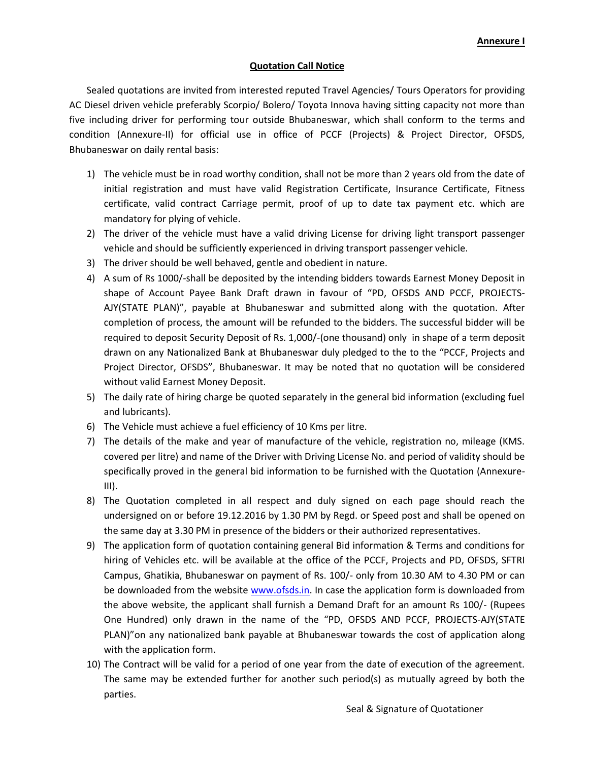**Annexure I**

## Quotation Call Notice

Sealed quotations are invited from interested reputed Travel Agencies/ Tours Operators for providing AC Diesel driven vehicle preferably Scorpio/ Bolero/ Toyota Innova having sitting capacity not more than five including driver for performing tour outside Bhubaneswar, which shall conform to the terms and condition (Annexure-II) for official use in office of PCCF (Projects) & Project Director, OFSDS, Bhubaneswar on daily rental basis:

1) The vehicle must be in road worthy condition, shall not be more than 2 years old from the date of initial registration and must have valid Registration Certificate, Insurance Certificate, Fitness certificate, valid contract Carriage permit, proof of up to date tax payment etc. which are mandatory for plying of vehicle.
2) The driver of the vehicle must have a valid driving License for driving light transport passenger vehicle and should be sufficiently experienced in driving transport passenger vehicle.
3) The driver should be well behaved, gentle and obedient in nature.
4) A sum of Rs 1000/-shall be deposited by the intending bidders towards Earnest Money Deposit in shape of Account Payee Bank Draft drawn in favour of "PD, OFSDS AND PCCF, PROJECTS-AJY(STATE PLAN)", payable at Bhubaneswar and submitted along with the quotation. After completion of process, the amount will be refunded to the bidders. The successful bidder will be required to deposit Security Deposit of Rs. 1,000/-(one thousand) only in shape of a term deposit drawn on any Nationalized Bank at Bhubaneswar duly pledged to the to the "PCCF, Projects and Project Director, OFSDS", Bhubaneswar. It may be noted that no quotation will be considered without valid Earnest Money Deposit.
5) The daily rate of hiring charge be quoted separately in the general bid information (excluding fuel and lubricants).
6) The Vehicle must achieve a fuel efficiency of 10 Kms per litre.
7) The details of the make and year of manufacture of the vehicle, registration no, mileage (KMS. covered per litre) and name of the Driver with Driving License No. and period of validity should be specifically proved in the general bid information to be furnished with the Quotation (Annexure-III).
8) The Quotation completed in all respect and duly signed on each page should reach the undersigned on or before 19.12.2016 by 1.30 PM by Regd. or Speed post and shall be opened on the same day at 3.30 PM in presence of the bidders or their authorized representatives.
9) The application form of quotation containing general Bid information & Terms and conditions for hiring of Vehicles etc. will be available at the office of the PCCF, Projects and PD, OFSDS, SFTRI Campus, Ghatikia, Bhubaneswar on payment of Rs. 100/- only from 10.30 AM to 4.30 PM or can be downloaded from the website www.ofsds.in. In case the application form is downloaded from the above website, the applicant shall furnish a Demand Draft for an amount Rs 100/- (Rupees One Hundred) only drawn in the name of the "PD, OFSDS AND PCCF, PROJECTS-AJY(STATE PLAN)"on any nationalized bank payable at Bhubaneswar towards the cost of application along with the application form.
10) The Contract will be valid for a period of one year from the date of execution of the agreement. The same may be extended further for another such period(s) as mutually agreed by both the parties.

Seal & Signature of Quotationer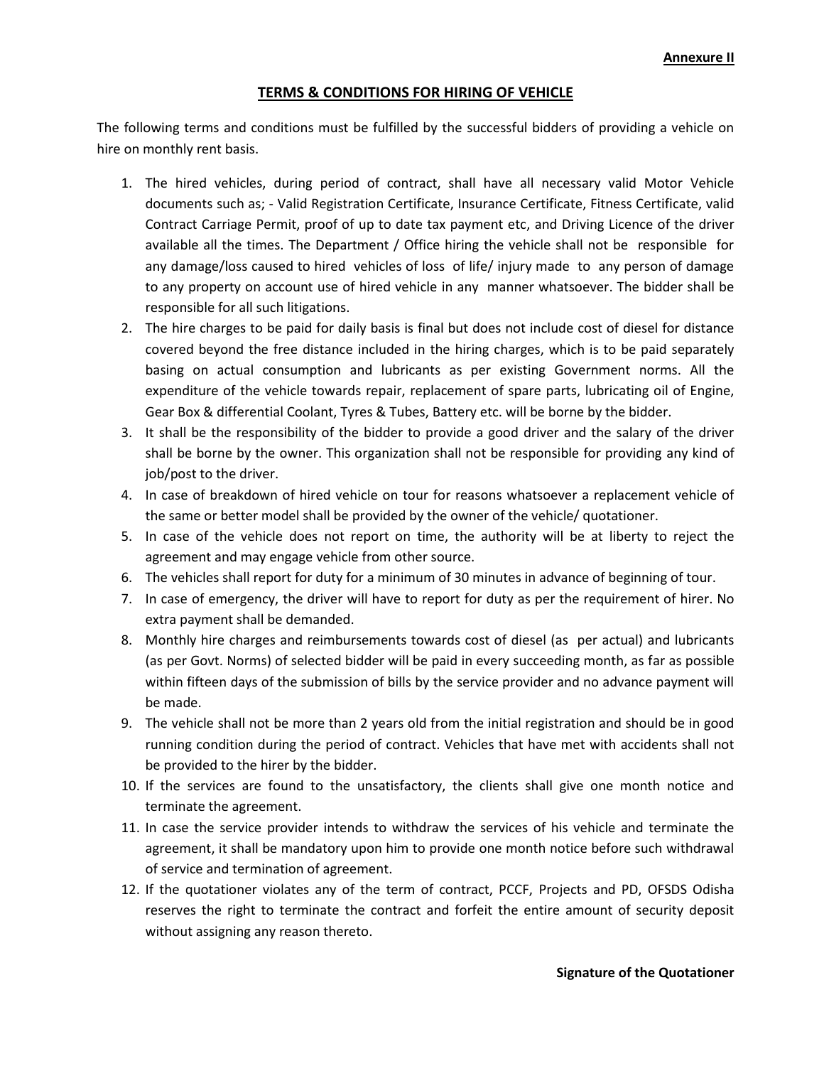**Annexure II**

## TERMS & CONDITIONS FOR HIRING OF VEHICLE

The following terms and conditions must be fulfilled by the successful bidders of providing a vehicle on hire on monthly rent basis.

1. The hired vehicles, during period of contract, shall have all necessary valid Motor Vehicle documents such as; - Valid Registration Certificate, Insurance Certificate, Fitness Certificate, valid Contract Carriage Permit, proof of up to date tax payment etc, and Driving Licence of the driver available all the times. The Department / Office hiring the vehicle shall not be responsible for any damage/loss caused to hired vehicles of loss of life/ injury made to any person of damage to any property on account use of hired vehicle in any manner whatsoever. The bidder shall be responsible for all such litigations.
2. The hire charges to be paid for daily basis is final but does not include cost of diesel for distance covered beyond the free distance included in the hiring charges, which is to be paid separately basing on actual consumption and lubricants as per existing Government norms. All the expenditure of the vehicle towards repair, replacement of spare parts, lubricating oil of Engine, Gear Box & differential Coolant, Tyres & Tubes, Battery etc. will be borne by the bidder.
3. It shall be the responsibility of the bidder to provide a good driver and the salary of the driver shall be borne by the owner. This organization shall not be responsible for providing any kind of job/post to the driver.
4. In case of breakdown of hired vehicle on tour for reasons whatsoever a replacement vehicle of the same or better model shall be provided by the owner of the vehicle/ quotationer.
5. In case of the vehicle does not report on time, the authority will be at liberty to reject the agreement and may engage vehicle from other source.
6. The vehicles shall report for duty for a minimum of 30 minutes in advance of beginning of tour.
7. In case of emergency, the driver will have to report for duty as per the requirement of hirer. No extra payment shall be demanded.
8. Monthly hire charges and reimbursements towards cost of diesel (as per actual) and lubricants (as per Govt. Norms) of selected bidder will be paid in every succeeding month, as far as possible within fifteen days of the submission of bills by the service provider and no advance payment will be made.
9. The vehicle shall not be more than 2 years old from the initial registration and should be in good running condition during the period of contract. Vehicles that have met with accidents shall not be provided to the hirer by the bidder.
10. If the services are found to the unsatisfactory, the clients shall give one month notice and terminate the agreement.
11. In case the service provider intends to withdraw the services of his vehicle and terminate the agreement, it shall be mandatory upon him to provide one month notice before such withdrawal of service and termination of agreement.
12. If the quotationer violates any of the term of contract, PCCF, Projects and PD, OFSDS Odisha reserves the right to terminate the contract and forfeit the entire amount of security deposit without assigning any reason thereto.

**Signature of the Quotationer**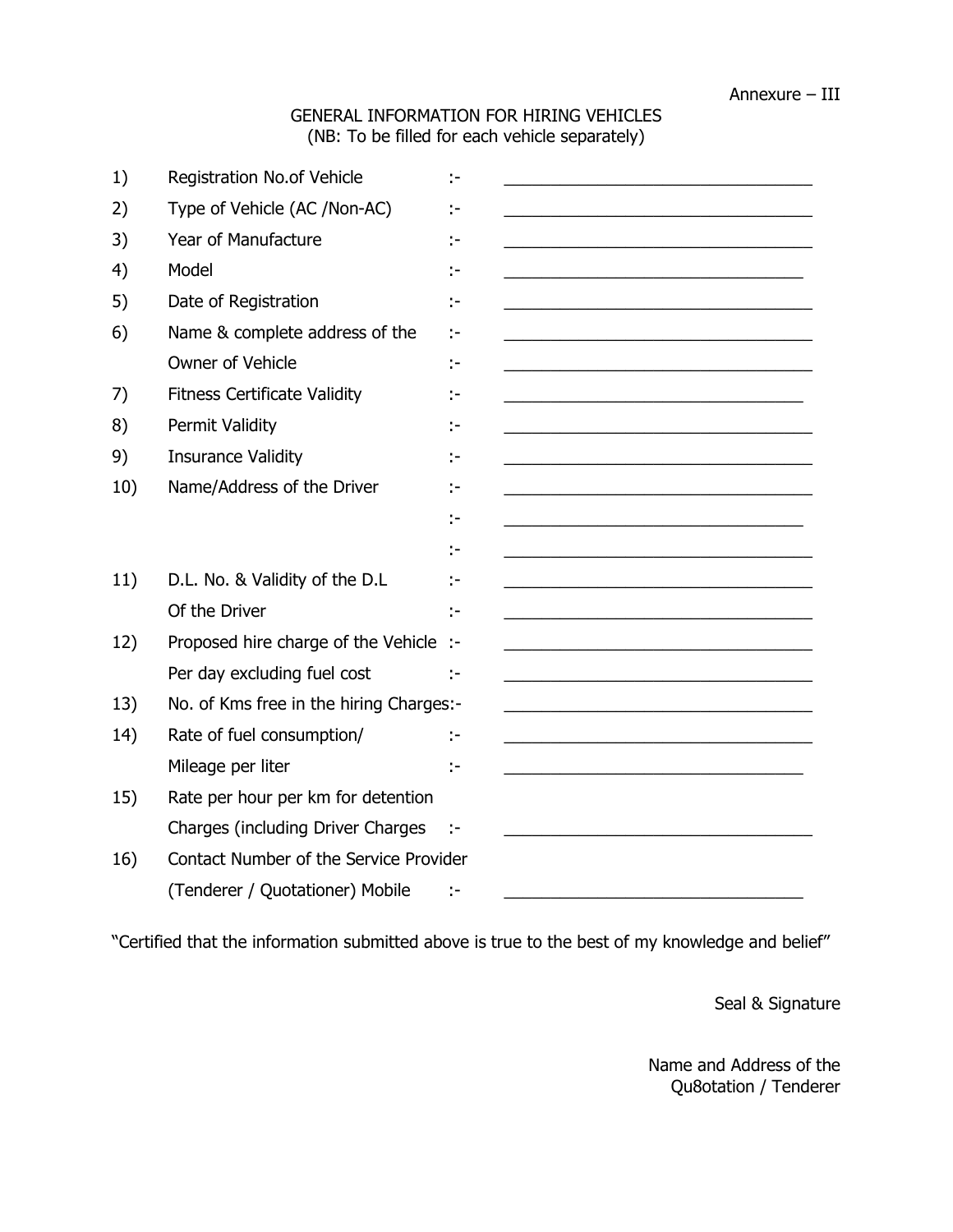Annexure – III

## GENERAL INFORMATION FOR HIRING VEHICLES

(NB: To be filled for each vehicle separately)

| | | | |
|---|---|---|---|
| 1) | Registration No.of Vehicle | :- | ___________________________________ |
| 2) | Type of Vehicle (AC /Non-AC) | :- | ___________________________________ |
| 3) | Year of Manufacture | :- | ___________________________________ |
| 4) | Model | :- | __________________________________ |
| 5) | Date of Registration | :- | ___________________________________ |
| 6) | Name & complete address of the | :- | ___________________________________ |
| | Owner of Vehicle | :- | ___________________________________ |
| 7) | Fitness Certificate Validity | :- | __________________________________ |
| 8) | Permit Validity | :- | ___________________________________ |
| 9) | Insurance Validity | :- | ___________________________________ |
| 10) | Name/Address of the Driver | :- | ___________________________________ |
| | | :- | __________________________________ |
| | | :- | ___________________________________ |
| 11) | D.L. No. & Validity of the D.L | :- | ___________________________________ |
| | Of the Driver | :- | ___________________________________ |
| 12) | Proposed hire charge of the Vehicle | :- | ___________________________________ |
| | Per day excluding fuel cost | :- | ___________________________________ |
| 13) | No. of Kms free in the hiring Charges | :- | ___________________________________ |
| 14) | Rate of fuel consumption/ | :- | ___________________________________ |
| | Mileage per liter | :- | __________________________________ |
| 15) | Rate per hour per km for detention | | |
| | Charges (including Driver Charges | :- | ___________________________________ |
| 16) | Contact Number of the Service Provider | | |
| | (Tenderer / Quotationer) Mobile | :- | __________________________________ |

"Certified that the information submitted above is true to the best of my knowledge and belief"

Seal & Signature

Name and Address of the
Qu8otation / Tenderer